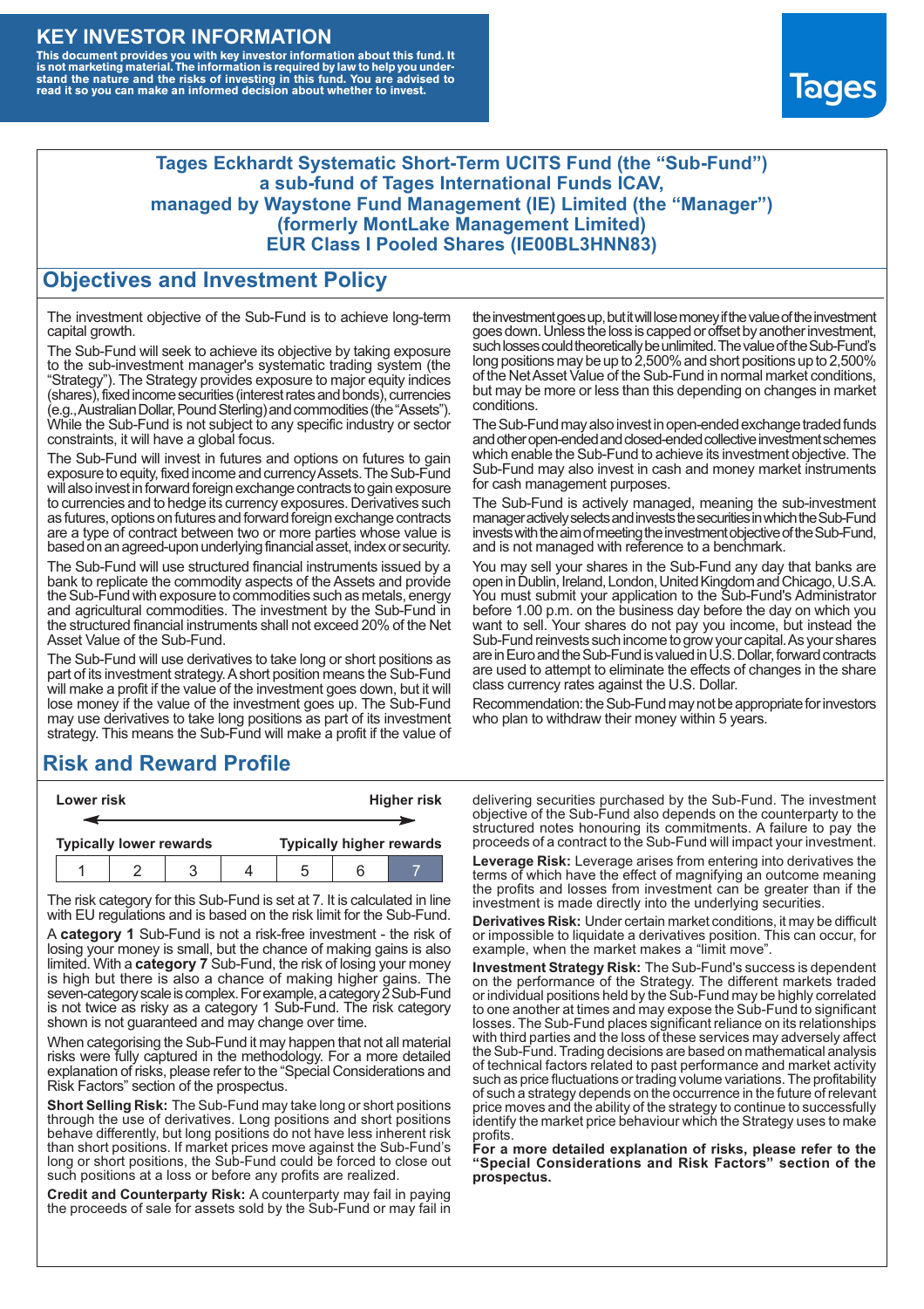# KEY INVESTOR INFORMATION

**This document provides you with key investor information about this fund. It is not marketing material. The information is required by law to help you understand the nature and the risks of investing in this fund. You are advised to read it so you can make an informed decision about whether to invest.**

Tages

## Tages Eckhardt Systematic Short-Term UCITS Fund (the "Sub-Fund") a sub-fund of Tages International Funds ICAV, managed by Waystone Fund Management (IE) Limited (the "Manager") (formerly MontLake Management Limited) EUR Class I Pooled Shares (IE00BL3HNN83)

## Objectives and Investment Policy

The investment objective of the Sub-Fund is to achieve long-term capital growth.

The Sub-Fund will seek to achieve its objective by taking exposure to the sub-investment manager's systematic trading system (the "Strategy"). The Strategy provides exposure to major equity indices (shares), fixed income securities (interest rates and bonds), currencies (e.g., Australian Dollar, Pound Sterling) and commodities (the "Assets"). While the Sub-Fund is not subject to any specific industry or sector constraints, it will have a global focus.

The Sub-Fund will invest in futures and options on futures to gain exposure to equity, fixed income and currency Assets. The Sub-Fund will also invest in forward foreign exchange contracts to gain exposure to currencies and to hedge its currency exposures. Derivatives such as futures, options on futures and forward foreign exchange contracts are a type of contract between two or more parties whose value is based on an agreed-upon underlying financial asset, index or security.

The Sub-Fund will use structured financial instruments issued by a bank to replicate the commodity aspects of the Assets and provide the Sub-Fund with exposure to commodities such as metals, energy and agricultural commodities. The investment by the Sub-Fund in the structured financial instruments shall not exceed 20% of the Net Asset Value of the Sub-Fund.

The Sub-Fund will use derivatives to take long or short positions as part of its investment strategy. A short position means the Sub-Fund will make a profit if the value of the investment goes down, but it will lose money if the value of the investment goes up. The Sub-Fund may use derivatives to take long positions as part of its investment strategy. This means the Sub-Fund will make a profit if the value of the investment goes up, but it will lose money if the value of the investment goes down. Unless the loss is capped or offset by another investment, such losses could theoretically be unlimited. The value of the Sub-Fund's long positions may be up to 2,500% and short positions up to 2,500% of the Net Asset Value of the Sub-Fund in normal market conditions, but may be more or less than this depending on changes in market conditions.

The Sub-Fund may also invest in open-ended exchange traded funds and other open-ended and closed-ended collective investment schemes which enable the Sub-Fund to achieve its investment objective. The Sub-Fund may also invest in cash and money market instruments for cash management purposes.

The Sub-Fund is actively managed, meaning the sub-investment manager actively selects and invests the securities in which the Sub-Fund invests with the aim of meeting the investment objective of the Sub-Fund, and is not managed with reference to a benchmark.

You may sell your shares in the Sub-Fund any day that banks are open in Dublin, Ireland, London, United Kingdom and Chicago, U.S.A. You must submit your application to the Sub-Fund's Administrator before 1.00 p.m. on the business day before the day on which you want to sell. Your shares do not pay you income, but instead the Sub-Fund reinvests such income to grow your capital. As your shares are in Euro and the Sub-Fund is valued in U.S. Dollar, forward contracts are used to attempt to eliminate the effects of changes in the share class currency rates against the U.S. Dollar.

Recommendation: the Sub-Fund may not be appropriate for investors who plan to withdraw their money within 5 years.

## Risk and Reward Profile

| Lower risk | | | | | | Higher risk |
|---|---|---|---|---|---|---|
| Typically lower rewards | | | | | | Typically higher rewards |
| 1 | 2 | 3 | 4 | 5 | 6 | **7** |

The risk category for this Sub-Fund is set at 7. It is calculated in line with EU regulations and is based on the risk limit for the Sub-Fund.

A **category 1** Sub-Fund is not a risk-free investment - the risk of losing your money is small, but the chance of making gains is also limited. With a **category 7** Sub-Fund, the risk of losing your money is high but there is also a chance of making higher gains. The seven-category scale is complex. For example, a category 2 Sub-Fund is not twice as risky as a category 1 Sub-Fund. The risk category shown is not guaranteed and may change over time.

When categorising the Sub-Fund it may happen that not all material risks were fully captured in the methodology. For a more detailed explanation of risks, please refer to the "Special Considerations and Risk Factors" section of the prospectus.

**Short Selling Risk:** The Sub-Fund may take long or short positions through the use of derivatives. Long positions and short positions behave differently, but long positions do not have less inherent risk than short positions. If market prices move against the Sub-Fund's long or short positions, the Sub-Fund could be forced to close out such positions at a loss or before any profits are realized.

**Credit and Counterparty Risk:** A counterparty may fail in paying the proceeds of sale for assets sold by the Sub-Fund or may fail in delivering securities purchased by the Sub-Fund. The investment objective of the Sub-Fund also depends on the counterparty to the structured notes honouring its commitments. A failure to pay the proceeds of a contract to the Sub-Fund will impact your investment.

**Leverage Risk:** Leverage arises from entering into derivatives the terms of which have the effect of magnifying an outcome meaning the profits and losses from investment can be greater than if the investment is made directly into the underlying securities.

**Derivatives Risk:** Under certain market conditions, it may be difficult or impossible to liquidate a derivatives position. This can occur, for example, when the market makes a "limit move".

**Investment Strategy Risk:** The Sub-Fund's success is dependent on the performance of the Strategy. The different markets traded or individual positions held by the Sub-Fund may be highly correlated to one another at times and may expose the Sub-Fund to significant losses. The Sub-Fund places significant reliance on its relationships with third parties and the loss of these services may adversely affect the Sub-Fund. Trading decisions are based on mathematical analysis of technical factors related to past performance and market activity such as price fluctuations or trading volume variations. The profitability of such a strategy depends on the occurrence in the future of relevant price moves and the ability of the strategy to continue to successfully identify the market price behaviour which the Strategy uses to make profits.

**For a more detailed explanation of risks, please refer to the "Special Considerations and Risk Factors" section of the prospectus.**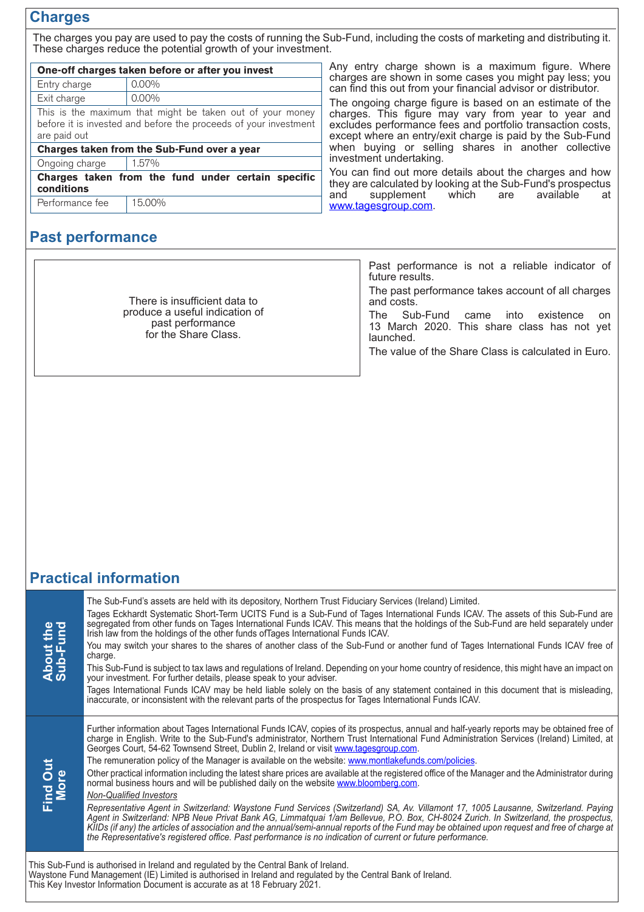## Charges

The charges you pay are used to pay the costs of running the Sub-Fund, including the costs of marketing and distributing it. These charges reduce the potential growth of your investment.

| **One-off charges taken before or after you invest** | |
|---|---|
| Entry charge | 0.00% |
| Exit charge | 0.00% |
| This is the maximum that might be taken out of your money before it is invested and before the proceeds of your investment are paid out | |
| **Charges taken from the Sub-Fund over a year** | |
| Ongoing charge | 1.57% |
| **Charges taken from the fund under certain specific conditions** | |
| Performance fee | 15.00% |

Any entry charge shown is a maximum figure. Where charges are shown in some cases you might pay less; you can find this out from your financial advisor or distributor.

The ongoing charge figure is based on an estimate of the charges. This figure may vary from year to year and excludes performance fees and portfolio transaction costs, except where an entry/exit charge is paid by the Sub-Fund when buying or selling shares in another collective investment undertaking.

You can find out more details about the charges and how they are calculated by looking at the Sub-Fund's prospectus and supplement which are available at www.tagesgroup.com.

## Past performance

There is insufficient data to produce a useful indication of past performance for the Share Class.

Past performance is not a reliable indicator of future results.

The past performance takes account of all charges and costs.

The Sub-Fund came into existence on 13 March 2020. This share class has not yet launched.

The value of the Share Class is calculated in Euro.

## Practical information

### About the Sub-Fund

The Sub-Fund's assets are held with its depository, Northern Trust Fiduciary Services (Ireland) Limited.

Tages Eckhardt Systematic Short-Term UCITS Fund is a Sub-Fund of Tages International Funds ICAV. The assets of this Sub-Fund are segregated from other funds on Tages International Funds ICAV. This means that the holdings of the Sub-Fund are held separately under Irish law from the holdings of the other funds ofTages International Funds ICAV.

You may switch your shares to the shares of another class of the Sub-Fund or another fund of Tages International Funds ICAV free of charge.

This Sub-Fund is subject to tax laws and regulations of Ireland. Depending on your home country of residence, this might have an impact on your investment. For further details, please speak to your adviser.

Tages International Funds ICAV may be held liable solely on the basis of any statement contained in this document that is misleading, inaccurate, or inconsistent with the relevant parts of the prospectus for Tages International Funds ICAV.

### Find Out More

Further information about Tages International Funds ICAV, copies of its prospectus, annual and half-yearly reports may be obtained free of charge in English. Write to the Sub-Fund's administrator, Northern Trust International Fund Administration Services (Ireland) Limited, at Georges Court, 54-62 Townsend Street, Dublin 2, Ireland or visit www.tagesgroup.com.

The remuneration policy of the Manager is available on the website: www.montlakefunds.com/policies.

Other practical information including the latest share prices are available at the registered office of the Manager and the Administrator during normal business hours and will be published daily on the website www.bloomberg.com.

*Non-Qualified Investors*

*Representative Agent in Switzerland: Waystone Fund Services (Switzerland) SA, Av. Villamont 17, 1005 Lausanne, Switzerland. Paying Agent in Switzerland: NPB Neue Privat Bank AG, Limmatquai 1/am Bellevue, P.O. Box, CH-8024 Zurich. In Switzerland, the prospectus, KIIDs (if any) the articles of association and the annual/semi-annual reports of the Fund may be obtained upon request and free of charge at the Representative's registered office. Past performance is no indication of current or future performance.*

This Sub-Fund is authorised in Ireland and regulated by the Central Bank of Ireland.
Waystone Fund Management (IE) Limited is authorised in Ireland and regulated by the Central Bank of Ireland.
This Key Investor Information Document is accurate as at 18 February 2021.